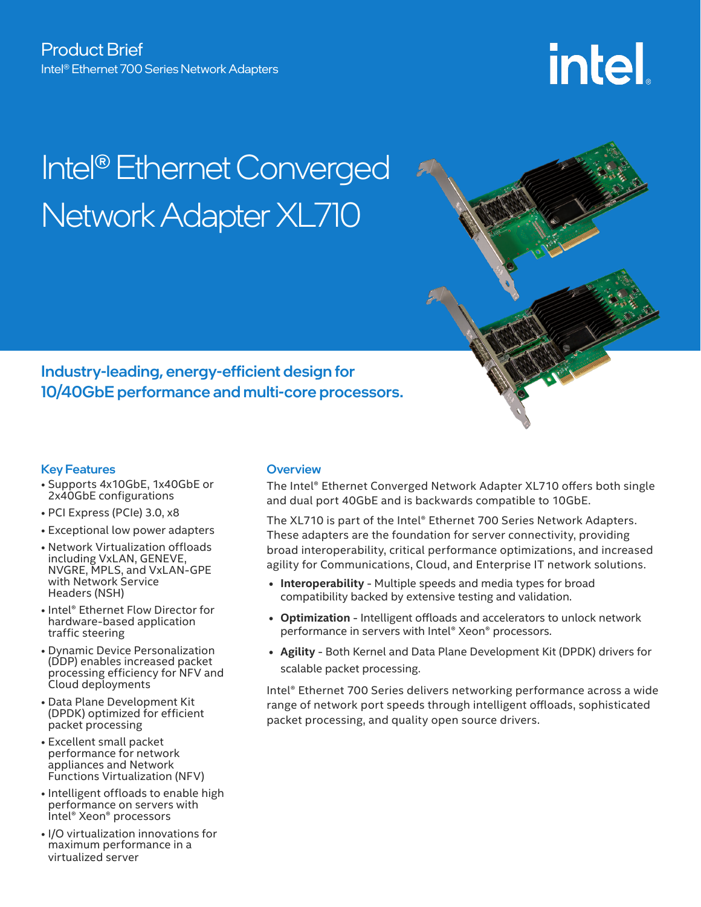Product Brief
Intel® Ethernet 700 Series Network Adapters

# Intel® Ethernet Converged Network Adapter XL710

## Industry-leading, energy-efficient design for 10/40GbE performance and multi-core processors.

### Key Features

- Supports 4x10GbE, 1x40GbE or 2x40GbE configurations
- PCI Express (PCIe) 3.0, x8
- Exceptional low power adapters
- Network Virtualization offloads including VxLAN, GENEVE, NVGRE, MPLS, and VxLAN-GPE with Network Service Headers (NSH)
- Intel® Ethernet Flow Director for hardware-based application traffic steering
- Dynamic Device Personalization (DDP) enables increased packet processing efficiency for NFV and Cloud deployments
- Data Plane Development Kit (DPDK) optimized for efficient packet processing
- Excellent small packet performance for network appliances and Network Functions Virtualization (NFV)
- Intelligent offloads to enable high performance on servers with Intel® Xeon® processors
- I/O virtualization innovations for maximum performance in a virtualized server

### Overview

The Intel® Ethernet Converged Network Adapter XL710 offers both single and dual port 40GbE and is backwards compatible to 10GbE.

The XL710 is part of the Intel® Ethernet 700 Series Network Adapters. These adapters are the foundation for server connectivity, providing broad interoperability, critical performance optimizations, and increased agility for Communications, Cloud, and Enterprise IT network solutions.

- **Interoperability** - Multiple speeds and media types for broad compatibility backed by extensive testing and validation.
- **Optimization** - Intelligent offloads and accelerators to unlock network performance in servers with Intel® Xeon® processors.
- **Agility** - Both Kernel and Data Plane Development Kit (DPDK) drivers for scalable packet processing.

Intel® Ethernet 700 Series delivers networking performance across a wide range of network port speeds through intelligent offloads, sophisticated packet processing, and quality open source drivers.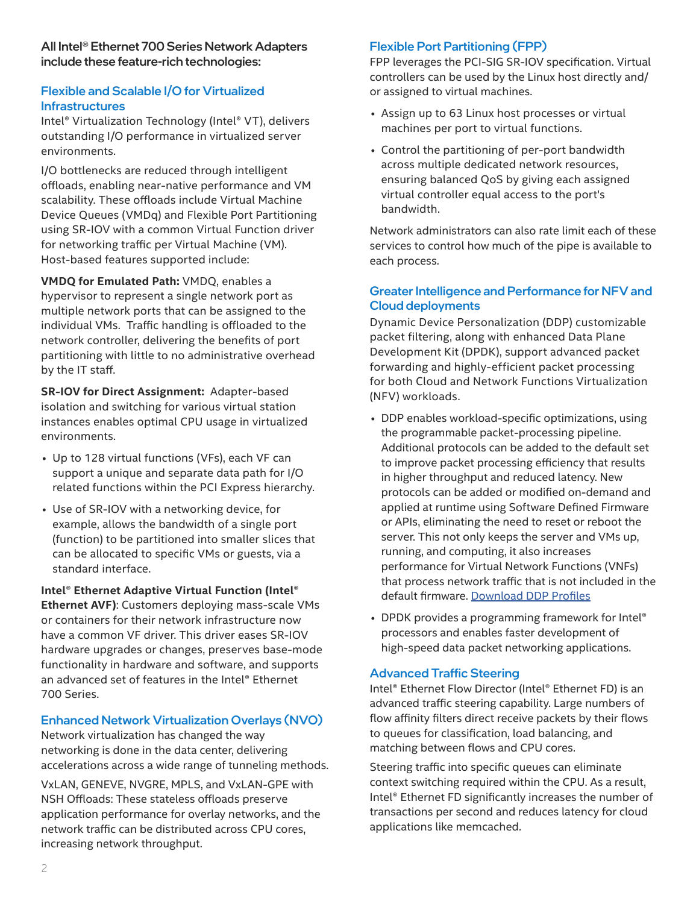**All Intel® Ethernet 700 Series Network Adapters include these feature-rich technologies:**

## Flexible and Scalable I/O for Virtualized Infrastructures

Intel® Virtualization Technology (Intel® VT), delivers outstanding I/O performance in virtualized server environments.

I/O bottlenecks are reduced through intelligent offloads, enabling near-native performance and VM scalability. These offloads include Virtual Machine Device Queues (VMDq) and Flexible Port Partitioning using SR-IOV with a common Virtual Function driver for networking traffic per Virtual Machine (VM). Host-based features supported include:

**VMDQ for Emulated Path:** VMDQ, enables a hypervisor to represent a single network port as multiple network ports that can be assigned to the individual VMs. Traffic handling is offloaded to the network controller, delivering the benefits of port partitioning with little to no administrative overhead by the IT staff.

**SR-IOV for Direct Assignment:** Adapter-based isolation and switching for various virtual station instances enables optimal CPU usage in virtualized environments.

- Up to 128 virtual functions (VFs), each VF can support a unique and separate data path for I/O related functions within the PCI Express hierarchy.
- Use of SR-IOV with a networking device, for example, allows the bandwidth of a single port (function) to be partitioned into smaller slices that can be allocated to specific VMs or guests, via a standard interface.

**Intel® Ethernet Adaptive Virtual Function (Intel® Ethernet AVF)**: Customers deploying mass-scale VMs or containers for their network infrastructure now have a common VF driver. This driver eases SR-IOV hardware upgrades or changes, preserves base-mode functionality in hardware and software, and supports an advanced set of features in the Intel® Ethernet 700 Series.

## Enhanced Network Virtualization Overlays (NVO)

Network virtualization has changed the way networking is done in the data center, delivering accelerations across a wide range of tunneling methods.

VxLAN, GENEVE, NVGRE, MPLS, and VxLAN-GPE with NSH Offloads: These stateless offloads preserve application performance for overlay networks, and the network traffic can be distributed across CPU cores, increasing network throughput.

## Flexible Port Partitioning (FPP)

FPP leverages the PCI-SIG SR-IOV specification. Virtual controllers can be used by the Linux host directly and/or assigned to virtual machines.

- Assign up to 63 Linux host processes or virtual machines per port to virtual functions.
- Control the partitioning of per-port bandwidth across multiple dedicated network resources, ensuring balanced QoS by giving each assigned virtual controller equal access to the port's bandwidth.

Network administrators can also rate limit each of these services to control how much of the pipe is available to each process.

## Greater Intelligence and Performance for NFV and Cloud deployments

Dynamic Device Personalization (DDP) customizable packet filtering, along with enhanced Data Plane Development Kit (DPDK), support advanced packet forwarding and highly-efficient packet processing for both Cloud and Network Functions Virtualization (NFV) workloads.

- DDP enables workload-specific optimizations, using the programmable packet-processing pipeline. Additional protocols can be added to the default set to improve packet processing efficiency that results in higher throughput and reduced latency. New protocols can be added or modified on-demand and applied at runtime using Software Defined Firmware or APIs, eliminating the need to reset or reboot the server. This not only keeps the server and VMs up, running, and computing, it also increases performance for Virtual Network Functions (VNFs) that process network traffic that is not included in the default firmware. Download DDP Profiles
- DPDK provides a programming framework for Intel® processors and enables faster development of high-speed data packet networking applications.

## Advanced Traffic Steering

Intel® Ethernet Flow Director (Intel® Ethernet FD) is an advanced traffic steering capability. Large numbers of flow affinity filters direct receive packets by their flows to queues for classification, load balancing, and matching between flows and CPU cores.

Steering traffic into specific queues can eliminate context switching required within the CPU. As a result, Intel® Ethernet FD significantly increases the number of transactions per second and reduces latency for cloud applications like memcached.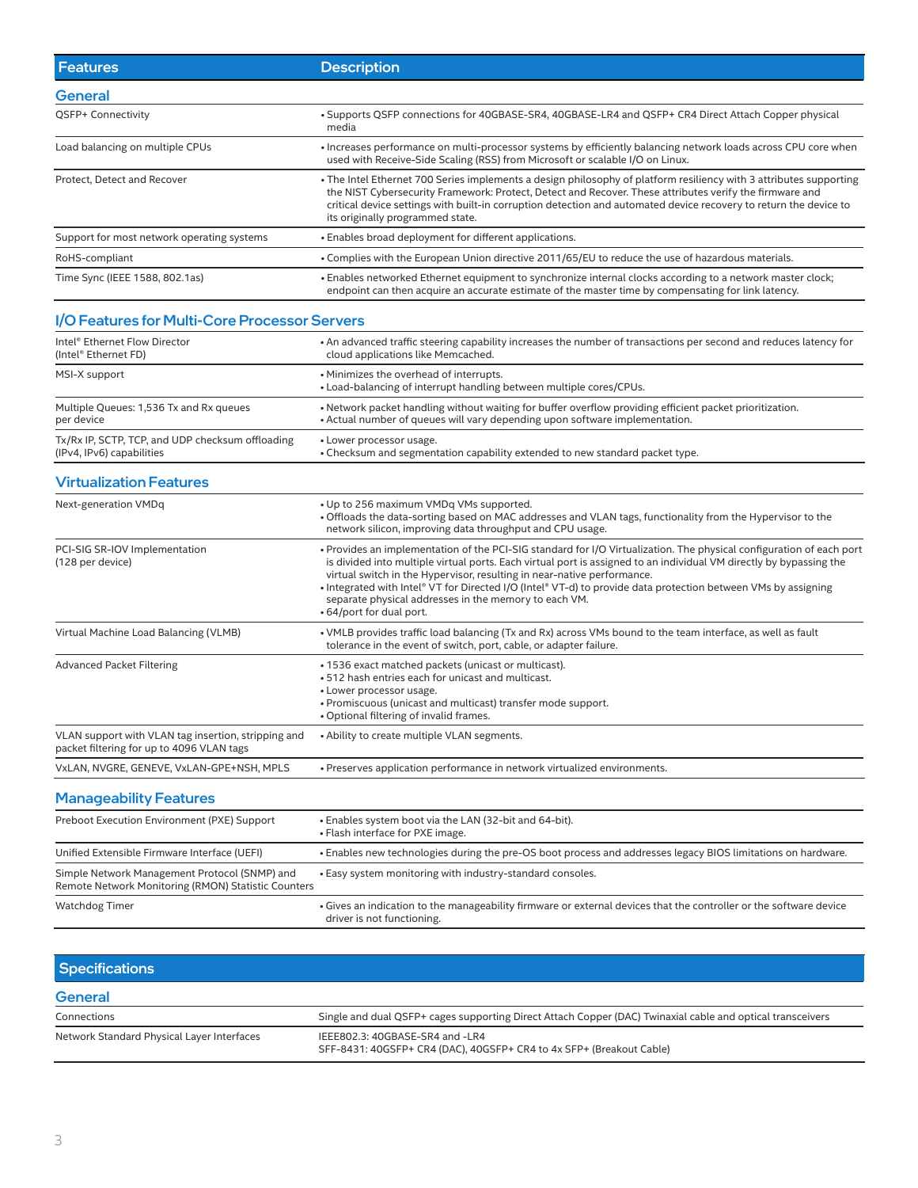| Features | Description |
|---|---|
| **General** | |
| QSFP+ Connectivity | • Supports QSFP connections for 40GBASE-SR4, 40GBASE-LR4 and QSFP+ CR4 Direct Attach Copper physical media |
| Load balancing on multiple CPUs | • Increases performance on multi-processor systems by efficiently balancing network loads across CPU core when used with Receive-Side Scaling (RSS) from Microsoft or scalable I/O on Linux. |
| Protect, Detect and Recover | • The Intel Ethernet 700 Series implements a design philosophy of platform resiliency with 3 attributes supporting the NIST Cybersecurity Framework: Protect, Detect and Recover. These attributes verify the firmware and critical device settings with built-in corruption detection and automated device recovery to return the device to its originally programmed state. |
| Support for most network operating systems | • Enables broad deployment for different applications. |
| RoHS-compliant | • Complies with the European Union directive 2011/65/EU to reduce the use of hazardous materials. |
| Time Sync (IEEE 1588, 802.1as) | • Enables networked Ethernet equipment to synchronize internal clocks according to a network master clock; endpoint can then acquire an accurate estimate of the master time by compensating for link latency. |
| **I/O Features for Multi-Core Processor Servers** | |
| Intel® Ethernet Flow Director (Intel® Ethernet FD) | • An advanced traffic steering capability increases the number of transactions per second and reduces latency for cloud applications like Memcached. |
| MSI-X support | • Minimizes the overhead of interrupts.<br>• Load-balancing of interrupt handling between multiple cores/CPUs. |
| Multiple Queues: 1,536 Tx and Rx queues per device | • Network packet handling without waiting for buffer overflow providing efficient packet prioritization.<br>• Actual number of queues will vary depending upon software implementation. |
| Tx/Rx IP, SCTP, TCP, and UDP checksum offloading (IPv4, IPv6) capabilities | • Lower processor usage.<br>• Checksum and segmentation capability extended to new standard packet type. |
| **Virtualization Features** | |
| Next-generation VMDq | • Up to 256 maximum VMDq VMs supported.<br>• Offloads the data-sorting based on MAC addresses and VLAN tags, functionality from the Hypervisor to the network silicon, improving data throughput and CPU usage. |
| PCI-SIG SR-IOV Implementation (128 per device) | • Provides an implementation of the PCI-SIG standard for I/O Virtualization. The physical configuration of each port is divided into multiple virtual ports. Each virtual port is assigned to an individual VM directly by bypassing the virtual switch in the Hypervisor, resulting in near-native performance.<br>• Integrated with Intel® VT for Directed I/O (Intel® VT-d) to provide data protection between VMs by assigning separate physical addresses in the memory to each VM.<br>• 64/port for dual port. |
| Virtual Machine Load Balancing (VMLB) | • VMLB provides traffic load balancing (Tx and Rx) across VMs bound to the team interface, as well as fault tolerance in the event of switch, port, cable, or adapter failure. |
| Advanced Packet Filtering | • 1536 exact matched packets (unicast or multicast).<br>• 512 hash entries each for unicast and multicast.<br>• Lower processor usage.<br>• Promiscuous (unicast and multicast) transfer mode support.<br>• Optional filtering of invalid frames. |
| VLAN support with VLAN tag insertion, stripping and packet filtering for up to 4096 VLAN tags | • Ability to create multiple VLAN segments. |
| VxLAN, NVGRE, GENEVE, VxLAN-GPE+NSH, MPLS | • Preserves application performance in network virtualized environments. |
| **Manageability Features** | |
| Preboot Execution Environment (PXE) Support | • Enables system boot via the LAN (32-bit and 64-bit).<br>• Flash interface for PXE image. |
| Unified Extensible Firmware Interface (UEFI) | • Enables new technologies during the pre-OS boot process and addresses legacy BIOS limitations on hardware. |
| Simple Network Management Protocol (SNMP) and Remote Network Monitoring (RMON) Statistic Counters | • Easy system monitoring with industry-standard consoles. |
| Watchdog Timer | • Gives an indication to the manageability firmware or external devices that the controller or the software device driver is not functioning. |

| Specifications | |
|---|---|
| **General** | |
| Connections | Single and dual QSFP+ cages supporting Direct Attach Copper (DAC) Twinaxial cable and optical transceivers |
| Network Standard Physical Layer Interfaces | IEEE802.3: 40GBASE-SR4 and -LR4<br>SFF-8431: 40GSFP+ CR4 (DAC), 40GSFP+ CR4 to 4x SFP+ (Breakout Cable) |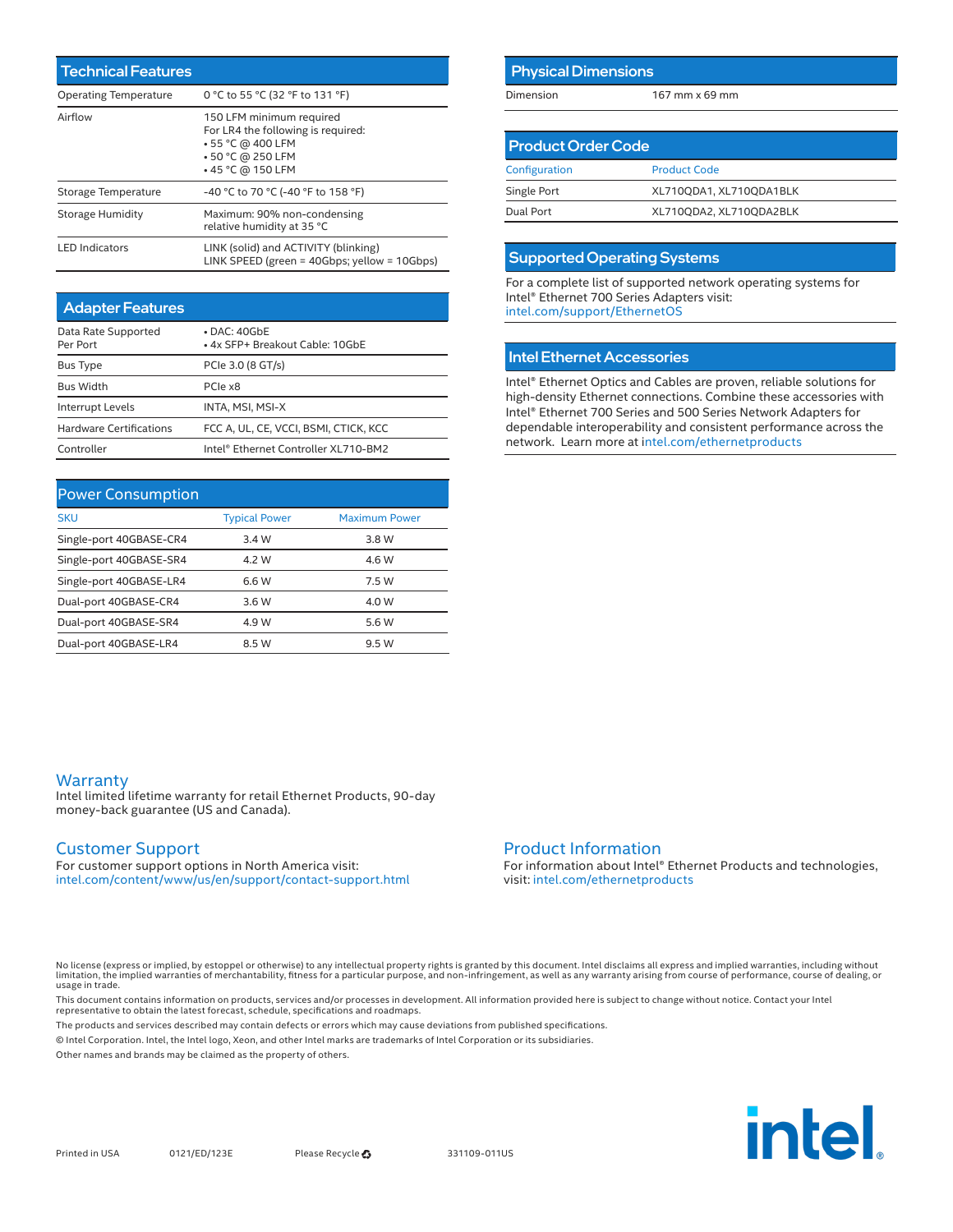## Technical Features

| | |
|---|---|
| Operating Temperature | 0 °C to 55 °C (32 °F to 131 °F) |
| Airflow | 150 LFM minimum required<br>For LR4 the following is required:<br>• 55 °C @ 400 LFM<br>• 50 °C @ 250 LFM<br>• 45 °C @ 150 LFM |
| Storage Temperature | -40 °C to 70 °C (-40 °F to 158 °F) |
| Storage Humidity | Maximum: 90% non-condensing relative humidity at 35 °C |
| LED Indicators | LINK (solid) and ACTIVITY (blinking)<br>LINK SPEED (green = 40Gbps; yellow = 10Gbps) |

## Adapter Features

| | |
|---|---|
| Data Rate Supported Per Port | • DAC: 40GbE<br>• 4x SFP+ Breakout Cable: 10GbE |
| Bus Type | PCIe 3.0 (8 GT/s) |
| Bus Width | PCIe x8 |
| Interrupt Levels | INTA, MSI, MSI-X |
| Hardware Certifications | FCC A, UL, CE, VCCI, BSMI, CTICK, KCC |
| Controller | Intel® Ethernet Controller XL710-BM2 |

## Power Consumption

| SKU | Typical Power | Maximum Power |
|---|---|---|
| Single-port 40GBASE-CR4 | 3.4 W | 3.8 W |
| Single-port 40GBASE-SR4 | 4.2 W | 4.6 W |
| Single-port 40GBASE-LR4 | 6.6 W | 7.5 W |
| Dual-port 40GBASE-CR4 | 3.6 W | 4.0 W |
| Dual-port 40GBASE-SR4 | 4.9 W | 5.6 W |
| Dual-port 40GBASE-LR4 | 8.5 W | 9.5 W |

## Physical Dimensions

| | |
|---|---|
| Dimension | 167 mm x 69 mm |

## Product Order Code

| Configuration | Product Code |
|---|---|
| Single Port | XL710QDA1, XL710QDA1BLK |
| Dual Port | XL710QDA2, XL710QDA2BLK |

## Supported Operating Systems

For a complete list of supported network operating systems for Intel® Ethernet 700 Series Adapters visit: intel.com/support/EthernetOS

## Intel Ethernet Accessories

Intel® Ethernet Optics and Cables are proven, reliable solutions for high-density Ethernet connections. Combine these accessories with Intel® Ethernet 700 Series and 500 Series Network Adapters for dependable interoperability and consistent performance across the network. Learn more at intel.com/ethernetproducts

## Warranty

Intel limited lifetime warranty for retail Ethernet Products, 90-day money-back guarantee (US and Canada).

## Customer Support

For customer support options in North America visit: intel.com/content/www/us/en/support/contact-support.html

## Product Information

For information about Intel® Ethernet Products and technologies, visit: intel.com/ethernetproducts

No license (express or implied, by estoppel or otherwise) to any intellectual property rights is granted by this document. Intel disclaims all express and implied warranties, including without limitation, the implied warranties of merchantability, fitness for a particular purpose, and non-infringement, as well as any warranty arising from course of performance, course of dealing, or usage in trade.

This document contains information on products, services and/or processes in development. All information provided here is subject to change without notice. Contact your Intel representative to obtain the latest forecast, schedule, specifications and roadmaps.

The products and services described may contain defects or errors which may cause deviations from published specifications.

© Intel Corporation. Intel, the Intel logo, Xeon, and other Intel marks are trademarks of Intel Corporation or its subsidiaries.

Other names and brands may be claimed as the property of others.

Printed in USA 0121/ED/123E Please Recycle 331109-011US